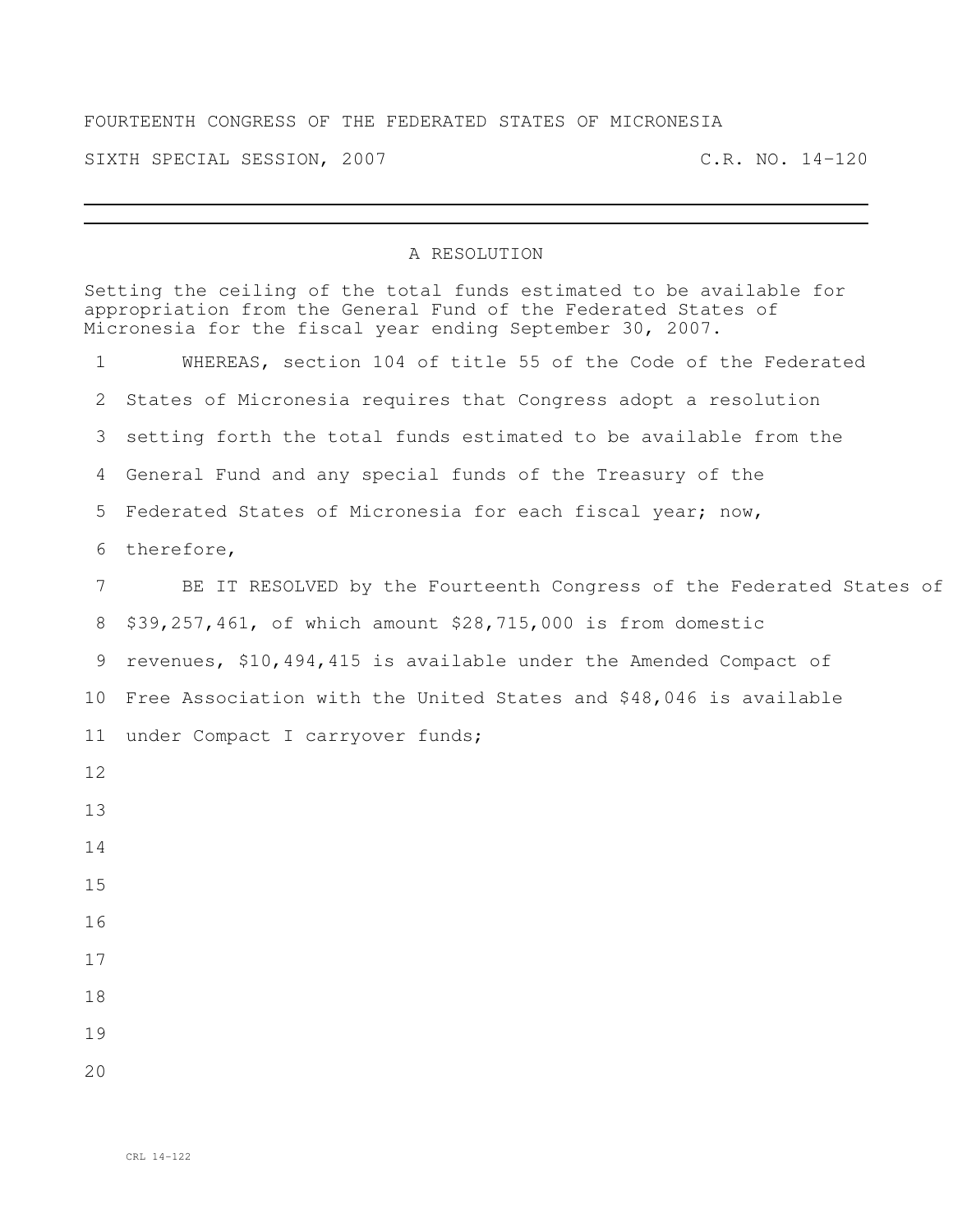FOURTEENTH CONGRESS OF THE FEDERATED STATES OF MICRONESIA

SIXTH SPECIAL SESSION, 2007 C.R. NO. 14-120

---

# A RESOLUTION

Setting the ceiling of the total funds estimated to be available for appropriation from the General Fund of the Federated States of Micronesia for the fiscal year ending September 30, 2007.

WHEREAS, section 104 of title 55 of the Code of the Federated States of Micronesia requires that Congress adopt a resolution setting forth the total funds estimated to be available from the General Fund and any special funds of the Treasury of the Federated States of Micronesia for each fiscal year; now, therefore,

BE IT RESOLVED by the Fourteenth Congress of the Federated States of $39,257,461, of which amount $28,715,000 is from domestic revenues, $10,494,415 is available under the Amended Compact of Free Association with the United States and $48,046 is available under Compact I carryover funds;

CRL 14-122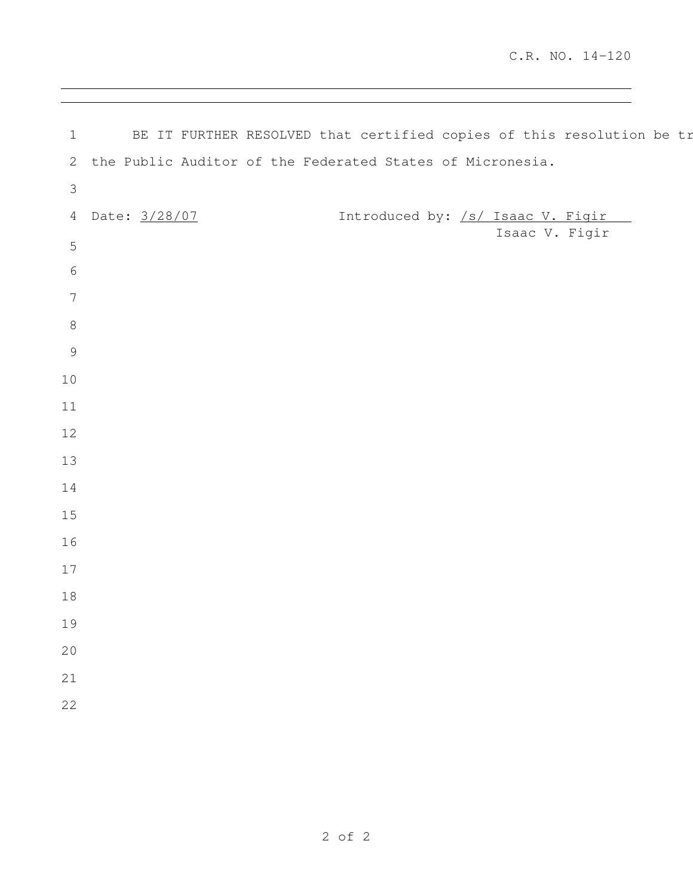BE IT FURTHER RESOLVED that certified copies of this resolution be tr

the Public Auditor of the Federated States of Micronesia.

Date: 3/28/07 Introduced by: /s/ Isaac V. Figir

Isaac V. Figir